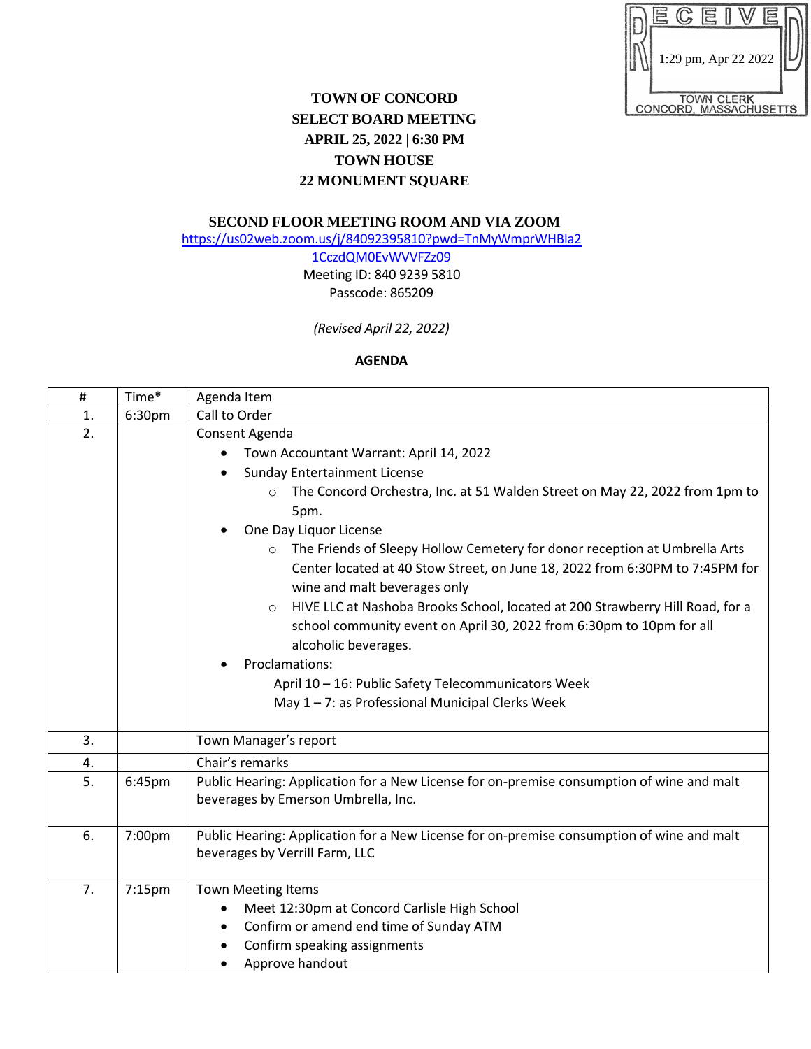RECEIVED
1:29 pm, Apr 22 2022
TOWN CLERK
CONCORD, MASSACHUSETTS

**TOWN OF CONCORD**
**SELECT BOARD MEETING**
**APRIL 25, 2022 | 6:30 PM**
**TOWN HOUSE**
**22 MONUMENT SQUARE**

**SECOND FLOOR MEETING ROOM AND VIA ZOOM**

https://us02web.zoom.us/j/84092395810?pwd=TnMyWmprWHBla21CczdQM0EvWVVFZz09

Meeting ID: 840 9239 5810

Passcode: 865209

*(Revised April 22, 2022)*

**AGENDA**

| # | Time* | Agenda Item |
|---|---|---|
| 1. | 6:30pm | Call to Order |
| 2. | | Consent Agenda<br>• Town Accountant Warrant: April 14, 2022<br>• Sunday Entertainment License<br>&nbsp;&nbsp;&nbsp;&nbsp;○ The Concord Orchestra, Inc. at 51 Walden Street on May 22, 2022 from 1pm to 5pm.<br>• One Day Liquor License<br>&nbsp;&nbsp;&nbsp;&nbsp;○ The Friends of Sleepy Hollow Cemetery for donor reception at Umbrella Arts Center located at 40 Stow Street, on June 18, 2022 from 6:30PM to 7:45PM for wine and malt beverages only<br>&nbsp;&nbsp;&nbsp;&nbsp;○ HIVE LLC at Nashoba Brooks School, located at 200 Strawberry Hill Road, for a school community event on April 30, 2022 from 6:30pm to 10pm for all alcoholic beverages.<br>• Proclamations:<br>&nbsp;&nbsp;&nbsp;&nbsp;April 10 – 16: Public Safety Telecommunicators Week<br>&nbsp;&nbsp;&nbsp;&nbsp;May 1 – 7: as Professional Municipal Clerks Week |
| 3. | | Town Manager's report |
| 4. | | Chair's remarks |
| 5. | 6:45pm | Public Hearing: Application for a New License for on-premise consumption of wine and malt beverages by Emerson Umbrella, Inc. |
| 6. | 7:00pm | Public Hearing: Application for a New License for on-premise consumption of wine and malt beverages by Verrill Farm, LLC |
| 7. | 7:15pm | Town Meeting Items<br>• Meet 12:30pm at Concord Carlisle High School<br>• Confirm or amend end time of Sunday ATM<br>• Confirm speaking assignments<br>• Approve handout |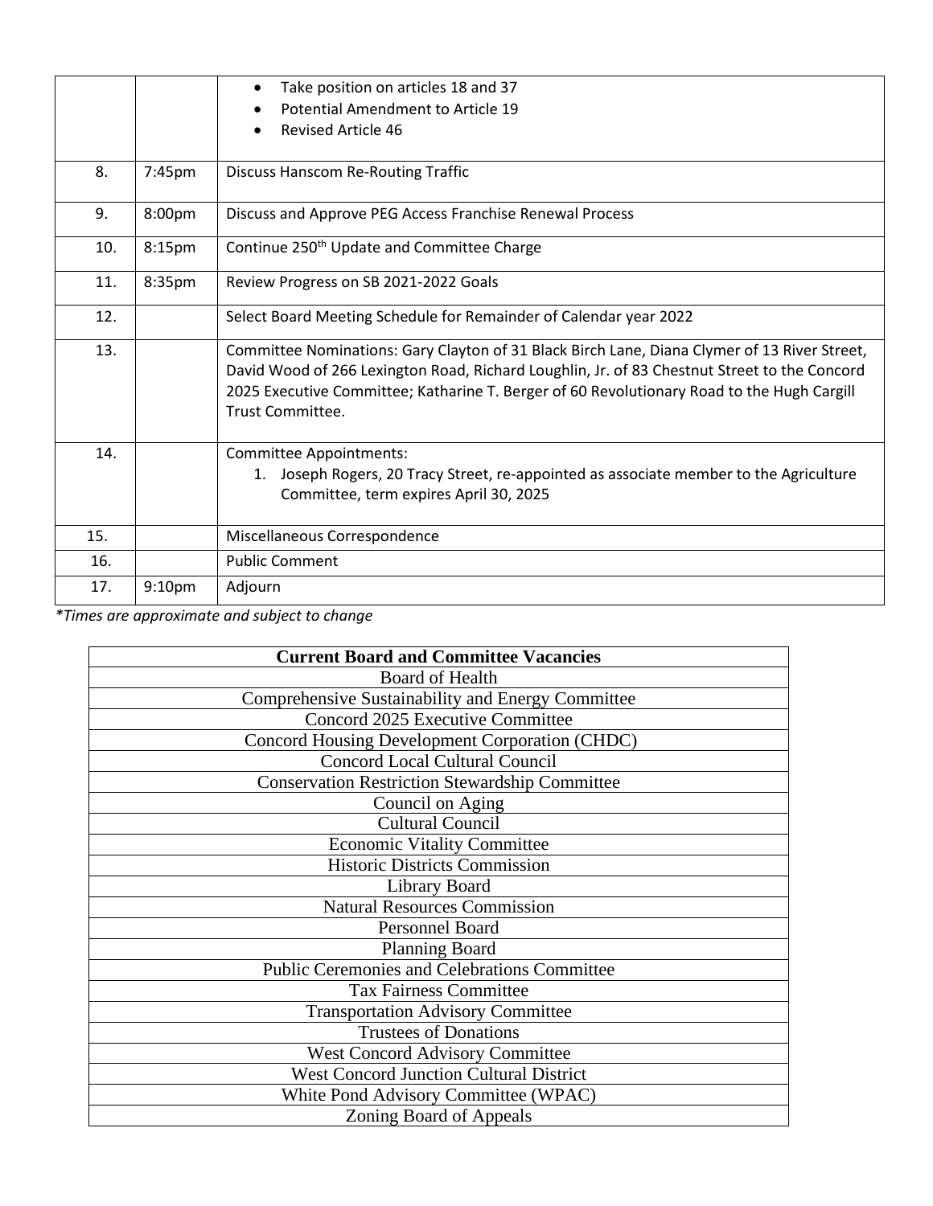| | | |
|---|---|---|
| | | • Take position on articles 18 and 37<br>• Potential Amendment to Article 19<br>• Revised Article 46 |
| 8. | 7:45pm | Discuss Hanscom Re-Routing Traffic |
| 9. | 8:00pm | Discuss and Approve PEG Access Franchise Renewal Process |
| 10. | 8:15pm | Continue 250th Update and Committee Charge |
| 11. | 8:35pm | Review Progress on SB 2021-2022 Goals |
| 12. | | Select Board Meeting Schedule for Remainder of Calendar year 2022 |
| 13. | | Committee Nominations: Gary Clayton of 31 Black Birch Lane, Diana Clymer of 13 River Street, David Wood of 266 Lexington Road, Richard Loughlin, Jr. of 83 Chestnut Street to the Concord 2025 Executive Committee; Katharine T. Berger of 60 Revolutionary Road to the Hugh Cargill Trust Committee. |
| 14. | | Committee Appointments:<br>1. Joseph Rogers, 20 Tracy Street, re-appointed as associate member to the Agriculture Committee, term expires April 30, 2025 |
| 15. | | Miscellaneous Correspondence |
| 16. | | Public Comment |
| 17. | 9:10pm | Adjourn |

*\*Times are approximate and subject to change*

| **Current Board and Committee Vacancies** |
|---|
| Board of Health |
| Comprehensive Sustainability and Energy Committee |
| Concord 2025 Executive Committee |
| Concord Housing Development Corporation (CHDC) |
| Concord Local Cultural Council |
| Conservation Restriction Stewardship Committee |
| Council on Aging |
| Cultural Council |
| Economic Vitality Committee |
| Historic Districts Commission |
| Library Board |
| Natural Resources Commission |
| Personnel Board |
| Planning Board |
| Public Ceremonies and Celebrations Committee |
| Tax Fairness Committee |
| Transportation Advisory Committee |
| Trustees of Donations |
| West Concord Advisory Committee |
| West Concord Junction Cultural District |
| White Pond Advisory Committee (WPAC) |
| Zoning Board of Appeals |